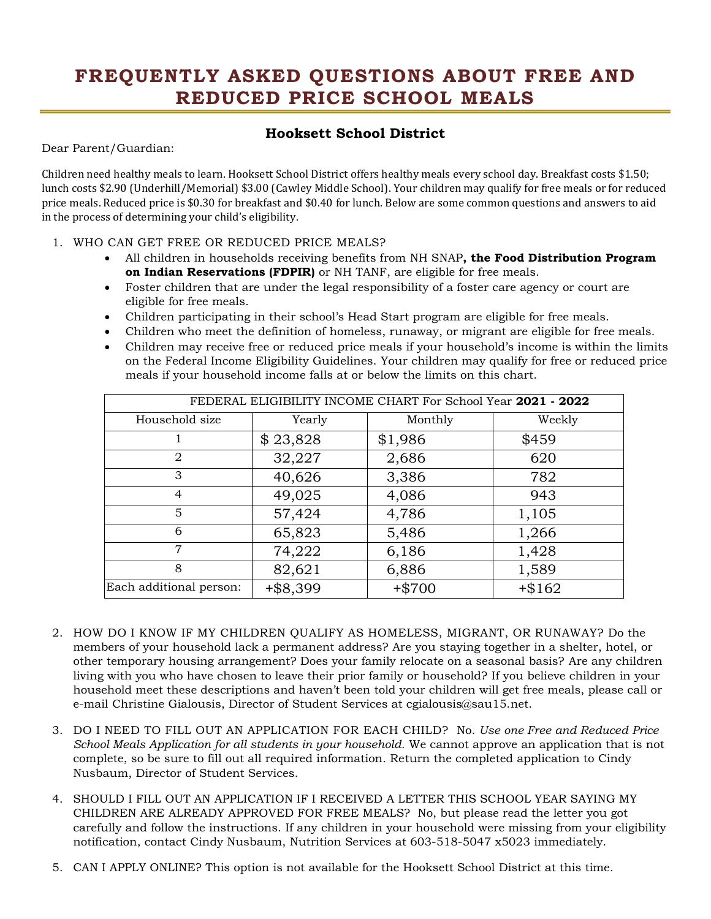# FREQUENTLY ASKED QUESTIONS ABOUT FREE AND REDUCED PRICE SCHOOL MEALS

## Hooksett School District

Dear Parent/Guardian:

Children need healthy meals to learn. Hooksett School District offers healthy meals every school day. Breakfast costs $1.50; lunch costs $2.90 (Underhill/Memorial) $3.00 (Cawley Middle School). Your children may qualify for free meals or for reduced price meals. Reduced price is $0.30 for breakfast and $0.40 for lunch. Below are some common questions and answers to aid in the process of determining your child's eligibility.

1. WHO CAN GET FREE OR REDUCED PRICE MEALS?
   - All children in households receiving benefits from NH SNAP**, the Food Distribution Program on Indian Reservations (FDPIR)** or NH TANF, are eligible for free meals.
   - Foster children that are under the legal responsibility of a foster care agency or court are eligible for free meals.
   - Children participating in their school's Head Start program are eligible for free meals.
   - Children who meet the definition of homeless, runaway, or migrant are eligible for free meals.
   - Children may receive free or reduced price meals if your household's income is within the limits on the Federal Income Eligibility Guidelines. Your children may qualify for free or reduced price meals if your household income falls at or below the limits on this chart.

| FEDERAL ELIGIBILITY INCOME CHART For School Year **2021 - 2022** | | | |
|---|---|---|---|
| Household size | Yearly | Monthly | Weekly |
| 1 | $ 23,828 | $1,986 | $459 |
| 2 | 32,227 | 2,686 | 620 |
| 3 | 40,626 | 3,386 | 782 |
| 4 | 49,025 | 4,086 | 943 |
| 5 | 57,424 | 4,786 | 1,105 |
| 6 | 65,823 | 5,486 | 1,266 |
| 7 | 74,222 | 6,186 | 1,428 |
| 8 | 82,621 | 6,886 | 1,589 |
| Each additional person: | +$8,399 | +$700 | +$162 |

2. HOW DO I KNOW IF MY CHILDREN QUALIFY AS HOMELESS, MIGRANT, OR RUNAWAY? Do the members of your household lack a permanent address? Are you staying together in a shelter, hotel, or other temporary housing arrangement? Does your family relocate on a seasonal basis? Are any children living with you who have chosen to leave their prior family or household? If you believe children in your household meet these descriptions and haven't been told your children will get free meals, please call or e-mail Christine Gialousis, Director of Student Services at cgialousis@sau15.net.

3. DO I NEED TO FILL OUT AN APPLICATION FOR EACH CHILD? No. *Use one Free and Reduced Price School Meals Application for all students in your household.* We cannot approve an application that is not complete, so be sure to fill out all required information. Return the completed application to Cindy Nusbaum, Director of Student Services.

4. SHOULD I FILL OUT AN APPLICATION IF I RECEIVED A LETTER THIS SCHOOL YEAR SAYING MY CHILDREN ARE ALREADY APPROVED FOR FREE MEALS? No, but please read the letter you got carefully and follow the instructions. If any children in your household were missing from your eligibility notification, contact Cindy Nusbaum, Nutrition Services at 603-518-5047 x5023 immediately.

5. CAN I APPLY ONLINE? This option is not available for the Hooksett School District at this time.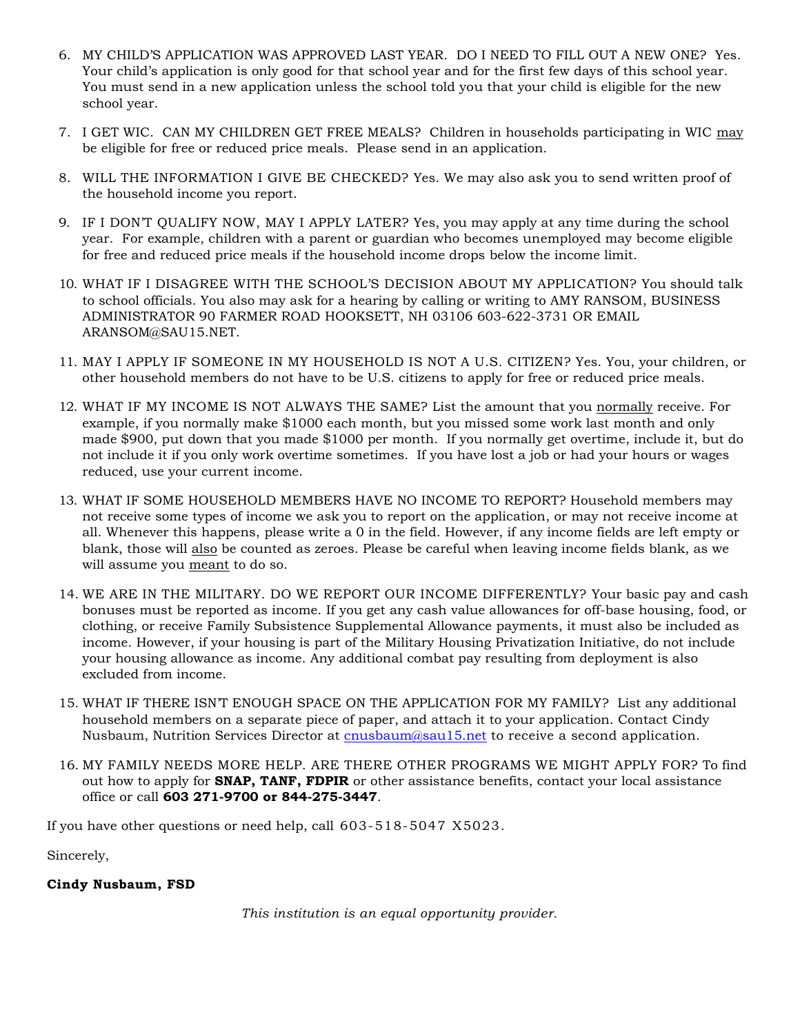6. MY CHILD'S APPLICATION WAS APPROVED LAST YEAR. DO I NEED TO FILL OUT A NEW ONE? Yes. Your child's application is only good for that school year and for the first few days of this school year. You must send in a new application unless the school told you that your child is eligible for the new school year.

7. I GET WIC. CAN MY CHILDREN GET FREE MEALS? Children in households participating in WIC <u>may</u> be eligible for free or reduced price meals. Please send in an application.

8. WILL THE INFORMATION I GIVE BE CHECKED? Yes. We may also ask you to send written proof of the household income you report.

9. IF I DON'T QUALIFY NOW, MAY I APPLY LATER? Yes, you may apply at any time during the school year. For example, children with a parent or guardian who becomes unemployed may become eligible for free and reduced price meals if the household income drops below the income limit.

10. WHAT IF I DISAGREE WITH THE SCHOOL'S DECISION ABOUT MY APPLICATION? You should talk to school officials. You also may ask for a hearing by calling or writing to AMY RANSOM, BUSINESS ADMINISTRATOR 90 FARMER ROAD HOOKSETT, NH 03106 603-622-3731 OR EMAIL ARANSOM@SAU15.NET.

11. MAY I APPLY IF SOMEONE IN MY HOUSEHOLD IS NOT A U.S. CITIZEN? Yes. You, your children, or other household members do not have to be U.S. citizens to apply for free or reduced price meals.

12. WHAT IF MY INCOME IS NOT ALWAYS THE SAME? List the amount that you <u>normally</u> receive. For example, if you normally make $1000 each month, but you missed some work last month and only made $900, put down that you made $1000 per month. If you normally get overtime, include it, but do not include it if you only work overtime sometimes. If you have lost a job or had your hours or wages reduced, use your current income.

13. WHAT IF SOME HOUSEHOLD MEMBERS HAVE NO INCOME TO REPORT? Household members may not receive some types of income we ask you to report on the application, or may not receive income at all. Whenever this happens, please write a 0 in the field. However, if any income fields are left empty or blank, those will <u>also</u> be counted as zeroes. Please be careful when leaving income fields blank, as we will assume you <u>meant</u> to do so.

14. WE ARE IN THE MILITARY. DO WE REPORT OUR INCOME DIFFERENTLY? Your basic pay and cash bonuses must be reported as income. If you get any cash value allowances for off-base housing, food, or clothing, or receive Family Subsistence Supplemental Allowance payments, it must also be included as income. However, if your housing is part of the Military Housing Privatization Initiative, do not include your housing allowance as income. Any additional combat pay resulting from deployment is also excluded from income.

15. WHAT IF THERE ISN'T ENOUGH SPACE ON THE APPLICATION FOR MY FAMILY? List any additional household members on a separate piece of paper, and attach it to your application. Contact Cindy Nusbaum, Nutrition Services Director at cnusbaum@sau15.net to receive a second application.

16. MY FAMILY NEEDS MORE HELP. ARE THERE OTHER PROGRAMS WE MIGHT APPLY FOR? To find out how to apply for **SNAP, TANF, FDPIR** or other assistance benefits, contact your local assistance office or call **603 271-9700 or 844-275-3447**.

If you have other questions or need help, call 603-518-5047 X5023.

Sincerely,

**Cindy Nusbaum, FSD**

*This institution is an equal opportunity provider.*